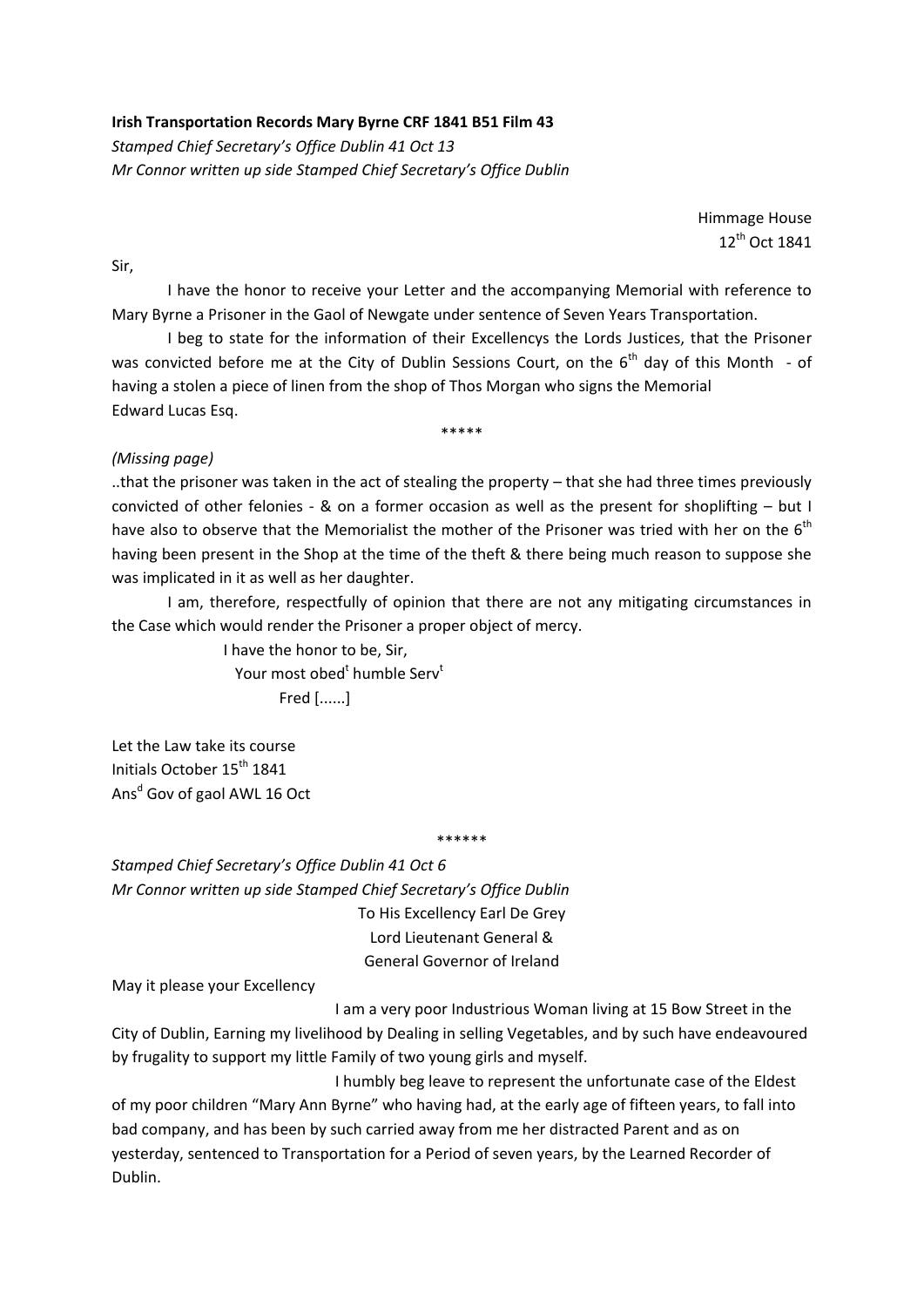**Irish Transportation Records Mary Byrne CRF 1841 B51 Film 43**

*Stamped Chief Secretary's Office Dublin 41 Oct 13*

*Mr Connor written up side Stamped Chief Secretary's Office Dublin*

Himmage House
12th Oct 1841

Sir,

I have the honor to receive your Letter and the accompanying Memorial with reference to Mary Byrne a Prisoner in the Gaol of Newgate under sentence of Seven Years Transportation.

I beg to state for the information of their Excellencys the Lords Justices, that the Prisoner was convicted before me at the City of Dublin Sessions Court, on the 6th day of this Month - of having a stolen a piece of linen from the shop of Thos Morgan who signs the Memorial
Edward Lucas Esq.

*****

*(Missing page)*

..that the prisoner was taken in the act of stealing the property – that she had three times previously convicted of other felonies - & on a former occasion as well as the present for shoplifting – but I have also to observe that the Memorialist the mother of the Prisoner was tried with her on the 6th having been present in the Shop at the time of the theft & there being much reason to suppose she was implicated in it as well as her daughter.

I am, therefore, respectfully of opinion that there are not any mitigating circumstances in the Case which would render the Prisoner a proper object of mercy.

I have the honor to be, Sir,
Your most obedt humble Servt
Fred [......]

Let the Law take its course
Initials October 15th 1841
Ansd Gov of gaol AWL 16 Oct

******

*Stamped Chief Secretary's Office Dublin 41 Oct 6*

*Mr Connor written up side Stamped Chief Secretary's Office Dublin*

To His Excellency Earl De Grey
Lord Lieutenant General &
General Governor of Ireland

May it please your Excellency

I am a very poor Industrious Woman living at 15 Bow Street in the City of Dublin, Earning my livelihood by Dealing in selling Vegetables, and by such have endeavoured by frugality to support my little Family of two young girls and myself.

I humbly beg leave to represent the unfortunate case of the Eldest of my poor children "Mary Ann Byrne" who having had, at the early age of fifteen years, to fall into bad company, and has been by such carried away from me her distracted Parent and as on yesterday, sentenced to Transportation for a Period of seven years, by the Learned Recorder of Dublin.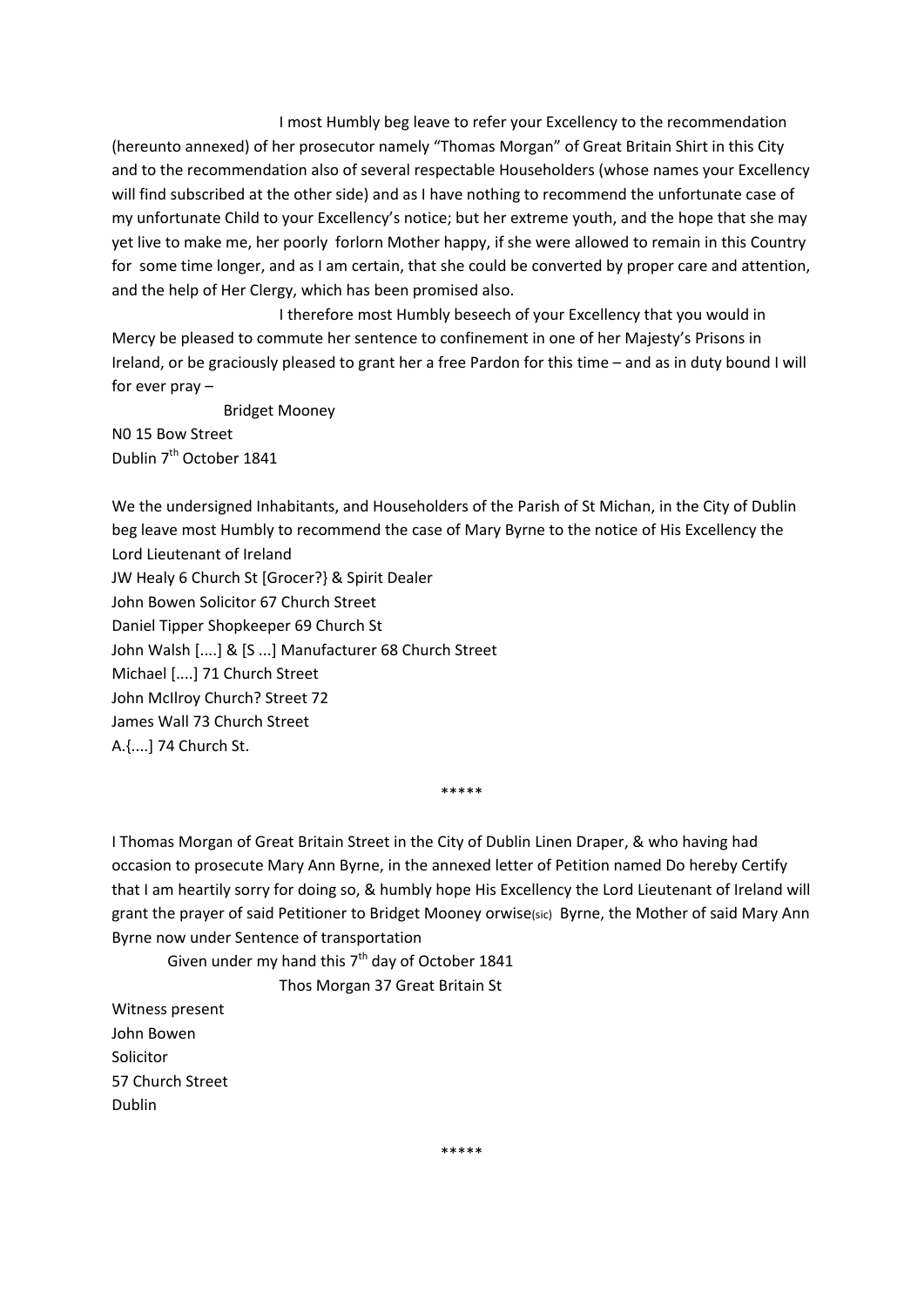I most Humbly beg leave to refer your Excellency to the recommendation (hereunto annexed) of her prosecutor namely "Thomas Morgan" of Great Britain Shirt in this City and to the recommendation also of several respectable Householders (whose names your Excellency will find subscribed at the other side) and as I have nothing to recommend the unfortunate case of my unfortunate Child to your Excellency's notice; but her extreme youth, and the hope that she may yet live to make me, her poorly forlorn Mother happy, if she were allowed to remain in this Country for some time longer, and as I am certain, that she could be converted by proper care and attention, and the help of Her Clergy, which has been promised also.

I therefore most Humbly beseech of your Excellency that you would in Mercy be pleased to commute her sentence to confinement in one of her Majesty's Prisons in Ireland, or be graciously pleased to grant her a free Pardon for this time – and as in duty bound I will for ever pray –

Bridget Mooney

N0 15 Bow Street
Dublin 7th October 1841

We the undersigned Inhabitants, and Householders of the Parish of St Michan, in the City of Dublin beg leave most Humbly to recommend the case of Mary Byrne to the notice of His Excellency the Lord Lieutenant of Ireland

JW Healy 6 Church St [Grocer?} & Spirit Dealer
John Bowen Solicitor 67 Church Street
Daniel Tipper Shopkeeper 69 Church St
John Walsh [....] & [S ...] Manufacturer 68 Church Street
Michael [....] 71 Church Street
John McIlroy Church? Street 72
James Wall 73 Church Street
A.{....] 74 Church St.

*****

I Thomas Morgan of Great Britain Street in the City of Dublin Linen Draper, & who having had occasion to prosecute Mary Ann Byrne, in the annexed letter of Petition named Do hereby Certify that I am heartily sorry for doing so, & humbly hope His Excellency the Lord Lieutenant of Ireland will grant the prayer of said Petitioner to Bridget Mooney orwise(sic) Byrne, the Mother of said Mary Ann Byrne now under Sentence of transportation

Given under my hand this 7th day of October 1841

Thos Morgan 37 Great Britain St

Witness present
John Bowen
Solicitor
57 Church Street
Dublin

*****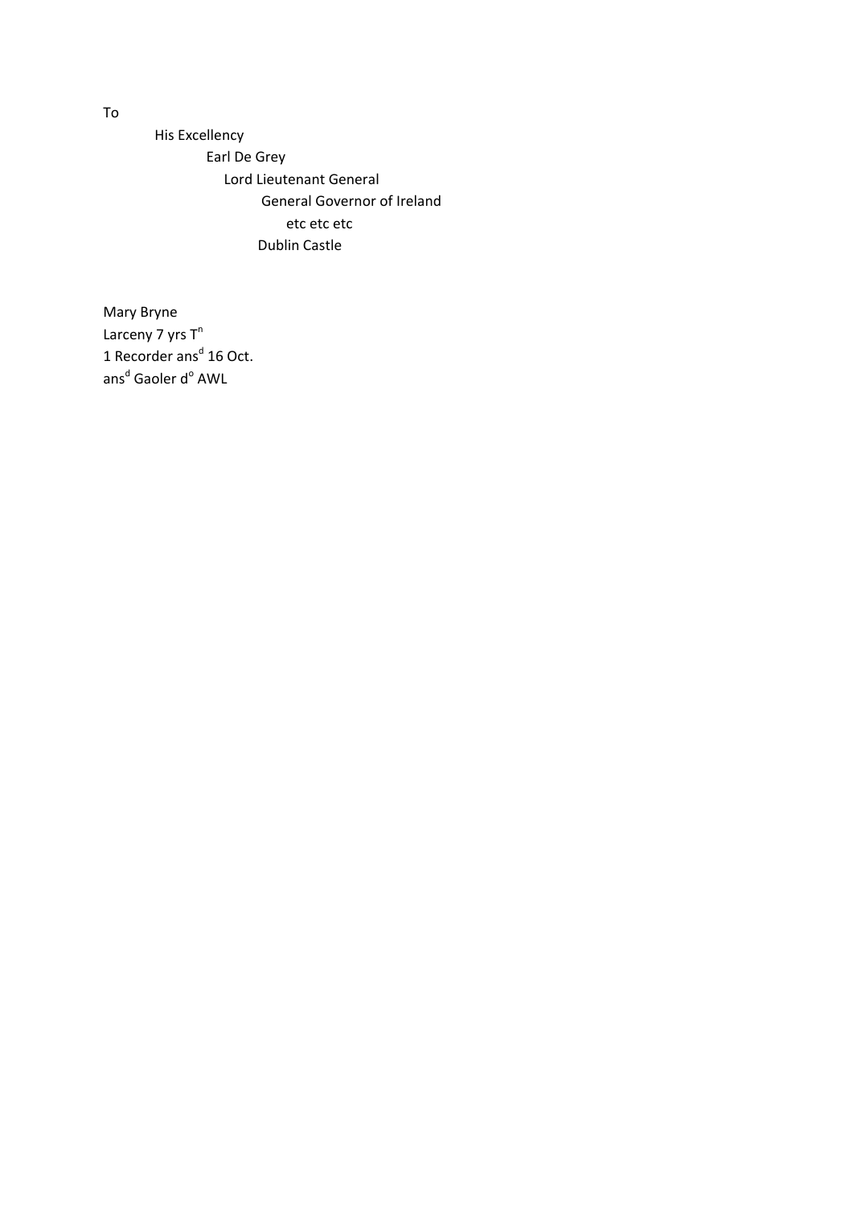To

His Excellency

Earl De Grey

Lord Lieutenant General

General Governor of Ireland

etc etc etc

Dublin Castle

Mary Bryne
Larceny 7 yrs T$^{n}$
1 Recorder ans$^{d}$ 16 Oct.
ans$^{d}$ Gaoler d$^{o}$ AWL